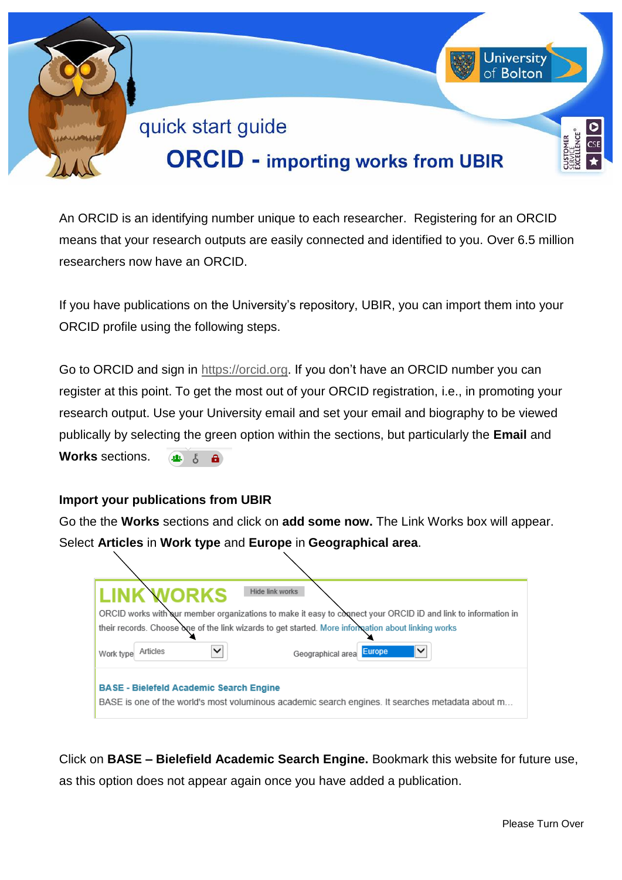# quick start guide

## ORCID - importing works from UBIR

An ORCID is an identifying number unique to each researcher. Registering for an ORCID means that your research outputs are easily connected and identified to you. Over 6.5 million researchers now have an ORCID.

If you have publications on the University's repository, UBIR, you can import them into your ORCID profile using the following steps.

Go to ORCID and sign in https://orcid.org. If you don't have an ORCID number you can register at this point. To get the most out of your ORCID registration, i.e., in promoting your research output. Use your University email and set your email and biography to be viewed publically by selecting the green option within the sections, but particularly the **Email** and **Works** sections.

### Import your publications from UBIR

Go the the **Works** sections and click on **add some now.** The Link Works box will appear. Select **Articles** in **Work type** and **Europe** in **Geographical area**.

LINK WORKS

Hide link works

ORCID works with our member organizations to make it easy to connect your ORCID iD and link to information in their records. Choose one of the link wizards to get started. More information about linking works

Work type Articles

Geographical area Europe

BASE - Bielefeld Academic Search Engine

BASE is one of the world's most voluminous academic search engines. It searches metadata about m...

Click on **BASE – Bielefield Academic Search Engine.** Bookmark this website for future use, as this option does not appear again once you have added a publication.

Please Turn Over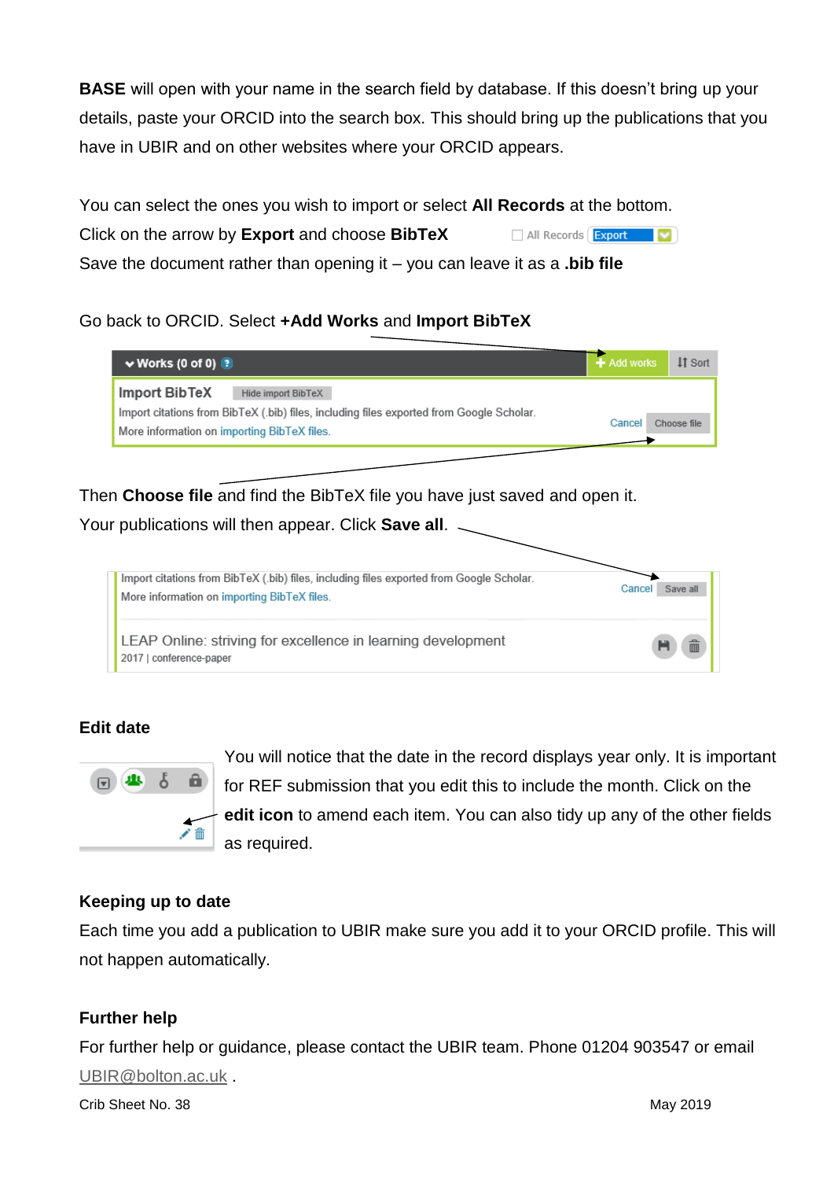**BASE** will open with your name in the search field by database. If this doesn't bring up your details, paste your ORCID into the search box. This should bring up the publications that you have in UBIR and on other websites where your ORCID appears.

You can select the ones you wish to import or select **All Records** at the bottom.
Click on the arrow by **Export** and choose **BibTeX**
Save the document rather than opening it – you can leave it as a **.bib file**

Go back to ORCID. Select **+Add Works** and **Import BibTeX**

Then **Choose file** and find the BibTeX file you have just saved and open it.
Your publications will then appear. Click **Save all**.

### Edit date

You will notice that the date in the record displays year only. It is important for REF submission that you edit this to include the month. Click on the **edit icon** to amend each item. You can also tidy up any of the other fields as required.

### Keeping up to date

Each time you add a publication to UBIR make sure you add it to your ORCID profile. This will not happen automatically.

### Further help

For further help or guidance, please contact the UBIR team. Phone 01204 903547 or email UBIR@bolton.ac.uk .

Crib Sheet No. 38 May 2019